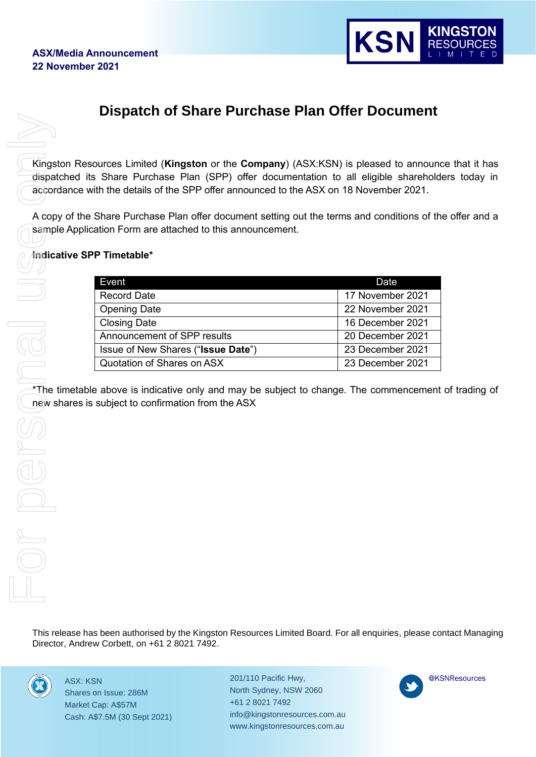**ASX/Media Announcement**
**22 November 2021**

# Dispatch of Share Purchase Plan Offer Document

Kingston Resources Limited (**Kingston** or the **Company**) (ASX:KSN) is pleased to announce that it has dispatched its Share Purchase Plan (SPP) offer documentation to all eligible shareholders today in accordance with the details of the SPP offer announced to the ASX on 18 November 2021.

A copy of the Share Purchase Plan offer document setting out the terms and conditions of the offer and a sample Application Form are attached to this announcement.

**Indicative SPP Timetable***

| Event | Date |
|---|---|
| Record Date | 17 November 2021 |
| Opening Date | 22 November 2021 |
| Closing Date | 16 December 2021 |
| Announcement of SPP results | 20 December 2021 |
| Issue of New Shares (“**Issue Date**”) | 23 December 2021 |
| Quotation of Shares on ASX | 23 December 2021 |

*The timetable above is indicative only and may be subject to change. The commencement of trading of new shares is subject to confirmation from the ASX

This release has been authorised by the Kingston Resources Limited Board. For all enquiries, please contact Managing Director, Andrew Corbett, on +61 2 8021 7492.

ASX: KSN
Shares on Issue: 286M
Market Cap: A$57M
Cash: A$7.5M (30 Sept 2021)

201/110 Pacific Hwy,
North Sydney, NSW 2060
+61 2 8021 7492
info@kingstonresources.com.au
www.kingstonresources.com.au

@KSNResources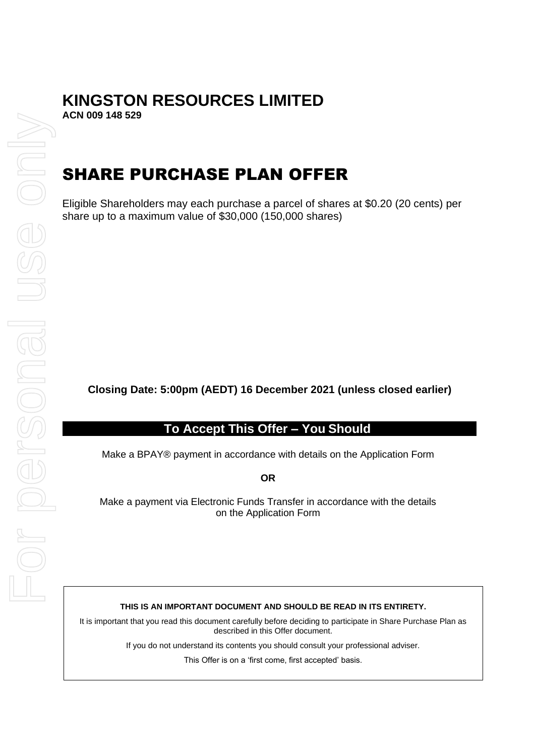# KINGSTON RESOURCES LIMITED

**ACN 009 148 529**

# SHARE PURCHASE PLAN OFFER

Eligible Shareholders may each purchase a parcel of shares at $0.20 (20 cents) per share up to a maximum value of $30,000 (150,000 shares)

**Closing Date: 5:00pm (AEDT) 16 December 2021 (unless closed earlier)**

## To Accept This Offer – You Should

Make a BPAY® payment in accordance with details on the Application Form

**OR**

Make a payment via Electronic Funds Transfer in accordance with the details on the Application Form

**THIS IS AN IMPORTANT DOCUMENT AND SHOULD BE READ IN ITS ENTIRETY.**

It is important that you read this document carefully before deciding to participate in Share Purchase Plan as described in this Offer document.

If you do not understand its contents you should consult your professional adviser.

This Offer is on a 'first come, first accepted' basis.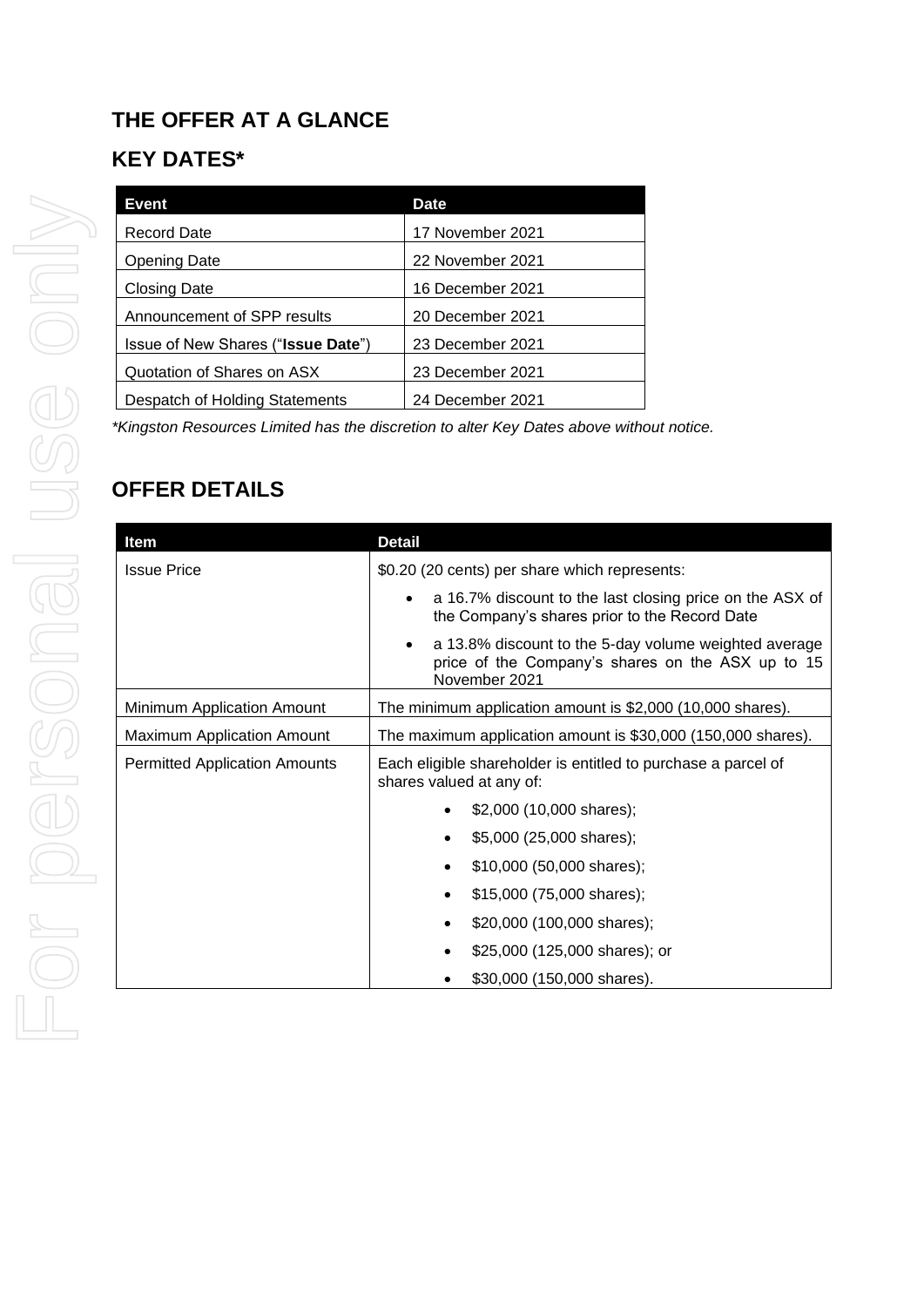# THE OFFER AT A GLANCE

## KEY DATES*

| Event | Date |
|---|---|
| Record Date | 17 November 2021 |
| Opening Date | 22 November 2021 |
| Closing Date | 16 December 2021 |
| Announcement of SPP results | 20 December 2021 |
| Issue of New Shares ("**Issue Date**") | 23 December 2021 |
| Quotation of Shares on ASX | 23 December 2021 |
| Despatch of Holding Statements | 24 December 2021 |

*Kingston Resources Limited has the discretion to alter Key Dates above without notice.*

## OFFER DETAILS

| Item | Detail |
|---|---|
| Issue Price | $0.20 (20 cents) per share which represents:<br>• a 16.7% discount to the last closing price on the ASX of the Company's shares prior to the Record Date<br>• a 13.8% discount to the 5-day volume weighted average price of the Company's shares on the ASX up to 15 November 2021 |
| Minimum Application Amount | The minimum application amount is $2,000 (10,000 shares). |
| Maximum Application Amount | The maximum application amount is $30,000 (150,000 shares). |
| Permitted Application Amounts | Each eligible shareholder is entitled to purchase a parcel of shares valued at any of:<br>• $2,000 (10,000 shares);<br>• $5,000 (25,000 shares);<br>• $10,000 (50,000 shares);<br>• $15,000 (75,000 shares);<br>• $20,000 (100,000 shares);<br>• $25,000 (125,000 shares); or<br>• $30,000 (150,000 shares). |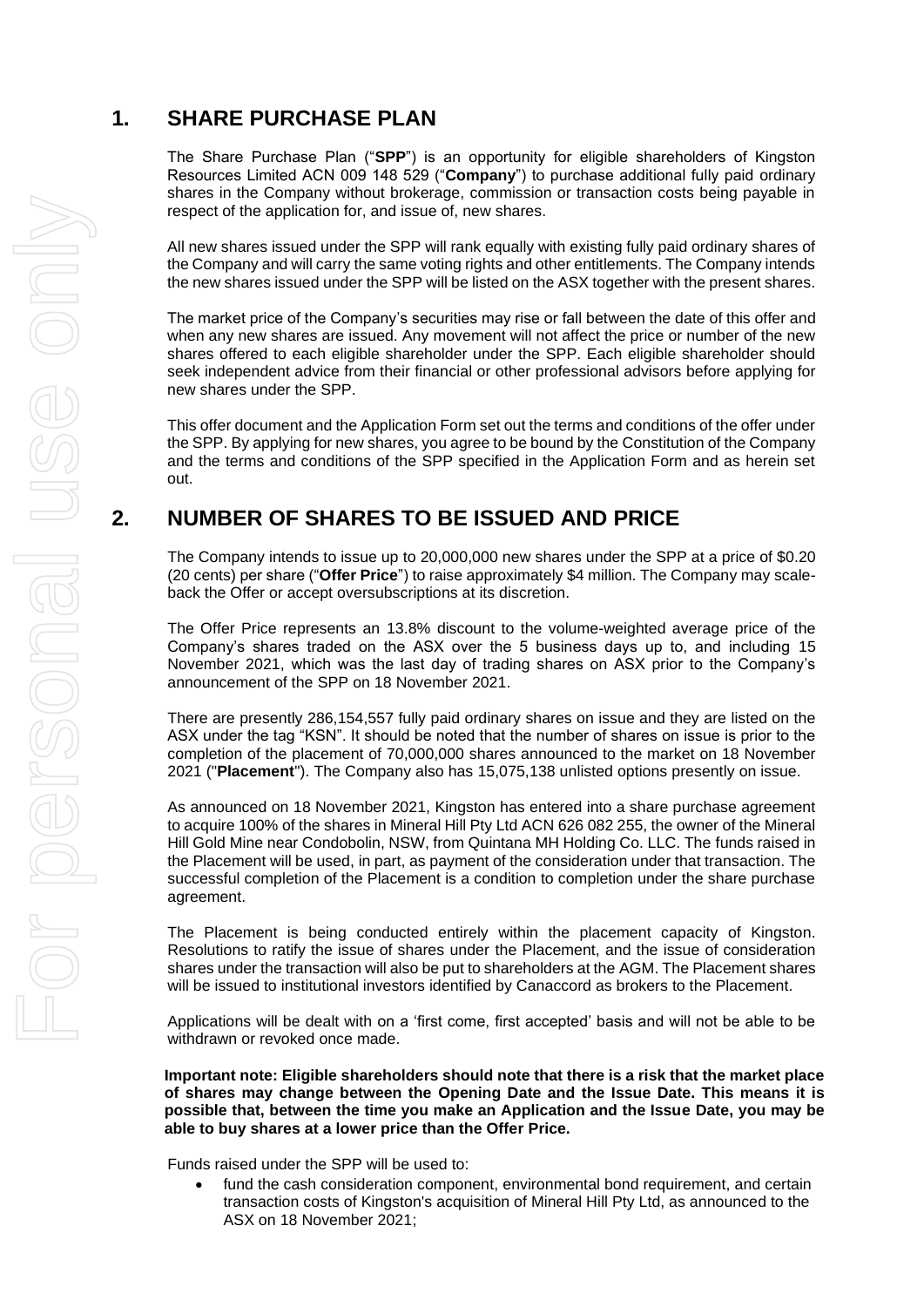# 1. SHARE PURCHASE PLAN

The Share Purchase Plan ("**SPP**") is an opportunity for eligible shareholders of Kingston Resources Limited ACN 009 148 529 ("**Company**") to purchase additional fully paid ordinary shares in the Company without brokerage, commission or transaction costs being payable in respect of the application for, and issue of, new shares.

All new shares issued under the SPP will rank equally with existing fully paid ordinary shares of the Company and will carry the same voting rights and other entitlements. The Company intends the new shares issued under the SPP will be listed on the ASX together with the present shares.

The market price of the Company's securities may rise or fall between the date of this offer and when any new shares are issued. Any movement will not affect the price or number of the new shares offered to each eligible shareholder under the SPP. Each eligible shareholder should seek independent advice from their financial or other professional advisors before applying for new shares under the SPP.

This offer document and the Application Form set out the terms and conditions of the offer under the SPP. By applying for new shares, you agree to be bound by the Constitution of the Company and the terms and conditions of the SPP specified in the Application Form and as herein set out.

# 2. NUMBER OF SHARES TO BE ISSUED AND PRICE

The Company intends to issue up to 20,000,000 new shares under the SPP at a price of $0.20 (20 cents) per share ("**Offer Price**") to raise approximately $4 million. The Company may scale-back the Offer or accept oversubscriptions at its discretion.

The Offer Price represents an 13.8% discount to the volume-weighted average price of the Company's shares traded on the ASX over the 5 business days up to, and including 15 November 2021, which was the last day of trading shares on ASX prior to the Company's announcement of the SPP on 18 November 2021.

There are presently 286,154,557 fully paid ordinary shares on issue and they are listed on the ASX under the tag "KSN". It should be noted that the number of shares on issue is prior to the completion of the placement of 70,000,000 shares announced to the market on 18 November 2021 ("**Placement**"). The Company also has 15,075,138 unlisted options presently on issue.

As announced on 18 November 2021, Kingston has entered into a share purchase agreement to acquire 100% of the shares in Mineral Hill Pty Ltd ACN 626 082 255, the owner of the Mineral Hill Gold Mine near Condobolin, NSW, from Quintana MH Holding Co. LLC. The funds raised in the Placement will be used, in part, as payment of the consideration under that transaction. The successful completion of the Placement is a condition to completion under the share purchase agreement.

The Placement is being conducted entirely within the placement capacity of Kingston. Resolutions to ratify the issue of shares under the Placement, and the issue of consideration shares under the transaction will also be put to shareholders at the AGM. The Placement shares will be issued to institutional investors identified by Canaccord as brokers to the Placement.

Applications will be dealt with on a 'first come, first accepted' basis and will not be able to be withdrawn or revoked once made.

**Important note: Eligible shareholders should note that there is a risk that the market place of shares may change between the Opening Date and the Issue Date. This means it is possible that, between the time you make an Application and the Issue Date, you may be able to buy shares at a lower price than the Offer Price.**

Funds raised under the SPP will be used to:

- fund the cash consideration component, environmental bond requirement, and certain transaction costs of Kingston's acquisition of Mineral Hill Pty Ltd, as announced to the ASX on 18 November 2021;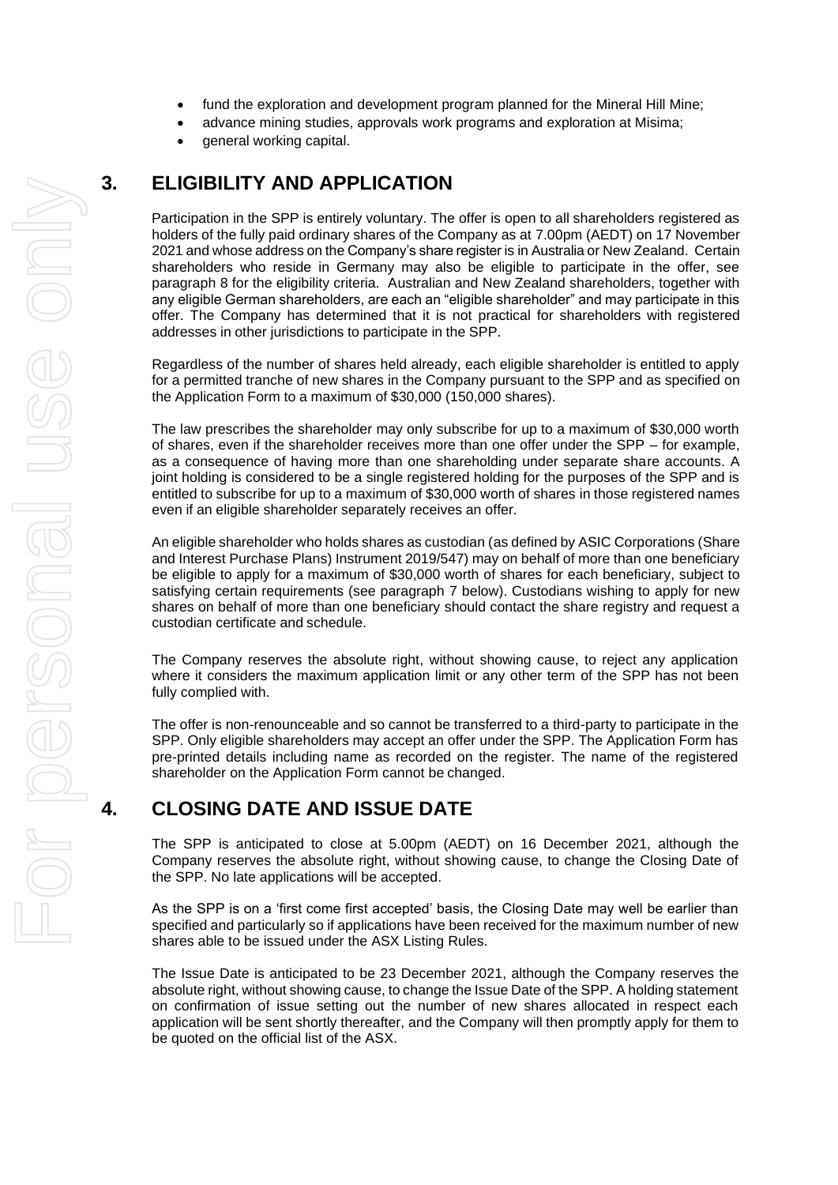- fund the exploration and development program planned for the Mineral Hill Mine;
- advance mining studies, approvals work programs and exploration at Misima;
- general working capital.

## 3. ELIGIBILITY AND APPLICATION

Participation in the SPP is entirely voluntary. The offer is open to all shareholders registered as holders of the fully paid ordinary shares of the Company as at 7.00pm (AEDT) on 17 November 2021 and whose address on the Company's share register is in Australia or New Zealand. Certain shareholders who reside in Germany may also be eligible to participate in the offer, see paragraph 8 for the eligibility criteria. Australian and New Zealand shareholders, together with any eligible German shareholders, are each an "eligible shareholder" and may participate in this offer. The Company has determined that it is not practical for shareholders with registered addresses in other jurisdictions to participate in the SPP.

Regardless of the number of shares held already, each eligible shareholder is entitled to apply for a permitted tranche of new shares in the Company pursuant to the SPP and as specified on the Application Form to a maximum of $30,000 (150,000 shares).

The law prescribes the shareholder may only subscribe for up to a maximum of $30,000 worth of shares, even if the shareholder receives more than one offer under the SPP – for example, as a consequence of having more than one shareholding under separate share accounts. A joint holding is considered to be a single registered holding for the purposes of the SPP and is entitled to subscribe for up to a maximum of $30,000 worth of shares in those registered names even if an eligible shareholder separately receives an offer.

An eligible shareholder who holds shares as custodian (as defined by ASIC Corporations (Share and Interest Purchase Plans) Instrument 2019/547) may on behalf of more than one beneficiary be eligible to apply for a maximum of $30,000 worth of shares for each beneficiary, subject to satisfying certain requirements (see paragraph 7 below). Custodians wishing to apply for new shares on behalf of more than one beneficiary should contact the share registry and request a custodian certificate and schedule.

The Company reserves the absolute right, without showing cause, to reject any application where it considers the maximum application limit or any other term of the SPP has not been fully complied with.

The offer is non-renounceable and so cannot be transferred to a third-party to participate in the SPP. Only eligible shareholders may accept an offer under the SPP. The Application Form has pre-printed details including name as recorded on the register. The name of the registered shareholder on the Application Form cannot be changed.

## 4. CLOSING DATE AND ISSUE DATE

The SPP is anticipated to close at 5.00pm (AEDT) on 16 December 2021, although the Company reserves the absolute right, without showing cause, to change the Closing Date of the SPP. No late applications will be accepted.

As the SPP is on a 'first come first accepted' basis, the Closing Date may well be earlier than specified and particularly so if applications have been received for the maximum number of new shares able to be issued under the ASX Listing Rules.

The Issue Date is anticipated to be 23 December 2021, although the Company reserves the absolute right, without showing cause, to change the Issue Date of the SPP. A holding statement on confirmation of issue setting out the number of new shares allocated in respect each application will be sent shortly thereafter, and the Company will then promptly apply for them to be quoted on the official list of the ASX.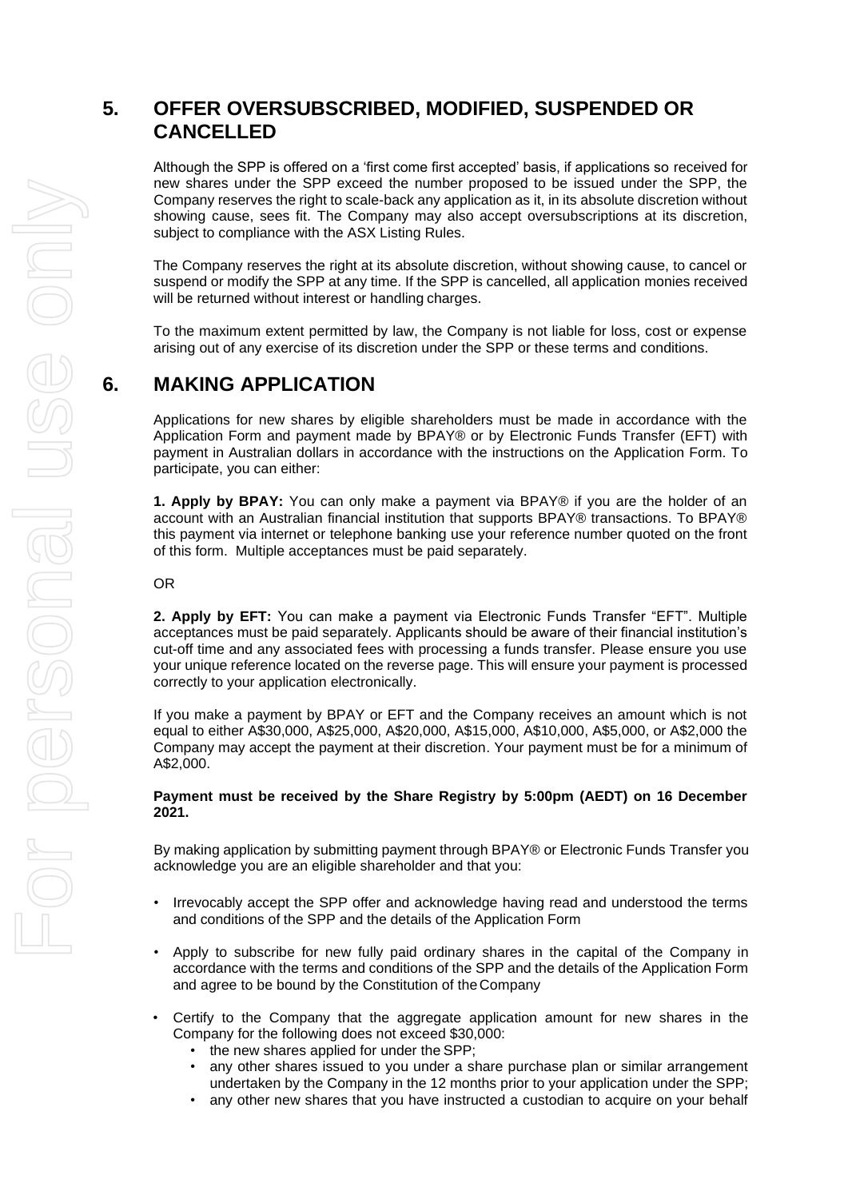## 5. OFFER OVERSUBSCRIBED, MODIFIED, SUSPENDED OR CANCELLED

Although the SPP is offered on a 'first come first accepted' basis, if applications so received for new shares under the SPP exceed the number proposed to be issued under the SPP, the Company reserves the right to scale-back any application as it, in its absolute discretion without showing cause, sees fit. The Company may also accept oversubscriptions at its discretion, subject to compliance with the ASX Listing Rules.

The Company reserves the right at its absolute discretion, without showing cause, to cancel or suspend or modify the SPP at any time. If the SPP is cancelled, all application monies received will be returned without interest or handling charges.

To the maximum extent permitted by law, the Company is not liable for loss, cost or expense arising out of any exercise of its discretion under the SPP or these terms and conditions.

## 6. MAKING APPLICATION

Applications for new shares by eligible shareholders must be made in accordance with the Application Form and payment made by BPAY® or by Electronic Funds Transfer (EFT) with payment in Australian dollars in accordance with the instructions on the Application Form. To participate, you can either:

**1. Apply by BPAY:** You can only make a payment via BPAY® if you are the holder of an account with an Australian financial institution that supports BPAY® transactions. To BPAY® this payment via internet or telephone banking use your reference number quoted on the front of this form. Multiple acceptances must be paid separately.

OR

**2. Apply by EFT:** You can make a payment via Electronic Funds Transfer "EFT". Multiple acceptances must be paid separately. Applicants should be aware of their financial institution's cut-off time and any associated fees with processing a funds transfer. Please ensure you use your unique reference located on the reverse page. This will ensure your payment is processed correctly to your application electronically.

If you make a payment by BPAY or EFT and the Company receives an amount which is not equal to either A$30,000, A$25,000, A$20,000, A$15,000, A$10,000, A$5,000, or A$2,000 the Company may accept the payment at their discretion. Your payment must be for a minimum of A$2,000.

**Payment must be received by the Share Registry by 5:00pm (AEDT) on 16 December 2021.**

By making application by submitting payment through BPAY® or Electronic Funds Transfer you acknowledge you are an eligible shareholder and that you:

- Irrevocably accept the SPP offer and acknowledge having read and understood the terms and conditions of the SPP and the details of the Application Form
- Apply to subscribe for new fully paid ordinary shares in the capital of the Company in accordance with the terms and conditions of the SPP and the details of the Application Form and agree to be bound by the Constitution of the Company
- Certify to the Company that the aggregate application amount for new shares in the Company for the following does not exceed $30,000:
  - the new shares applied for under the SPP;
  - any other shares issued to you under a share purchase plan or similar arrangement undertaken by the Company in the 12 months prior to your application under the SPP;
  - any other new shares that you have instructed a custodian to acquire on your behalf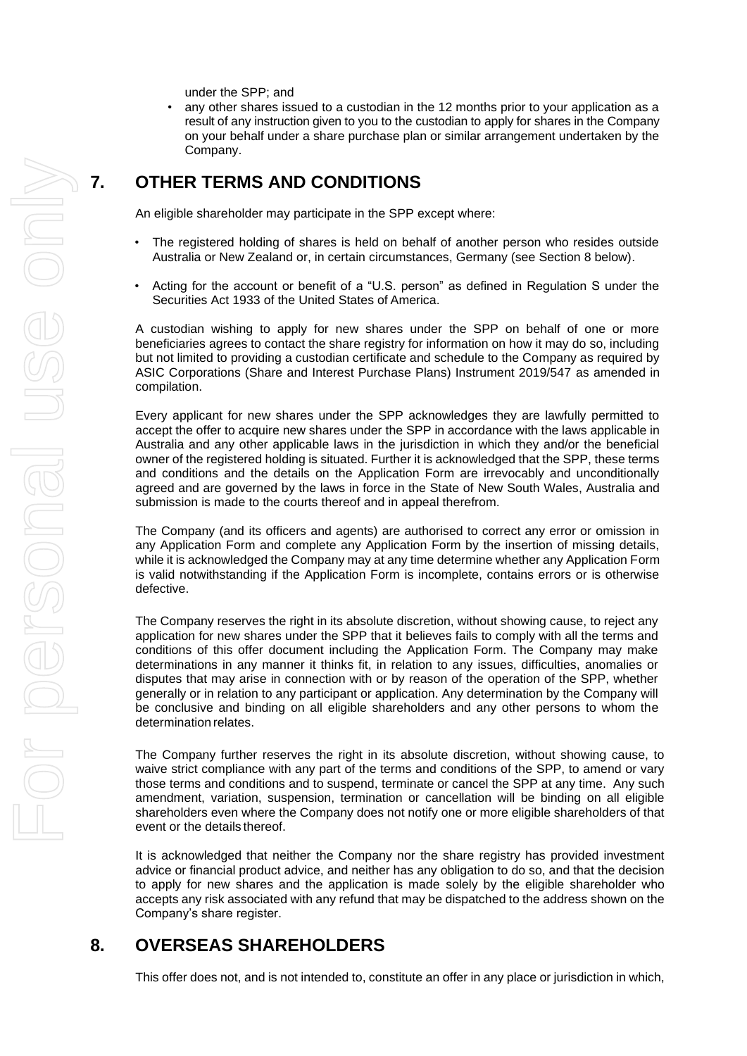under the SPP; and

- any other shares issued to a custodian in the 12 months prior to your application as a result of any instruction given to you to the custodian to apply for shares in the Company on your behalf under a share purchase plan or similar arrangement undertaken by the Company.

## 7. OTHER TERMS AND CONDITIONS

An eligible shareholder may participate in the SPP except where:

- The registered holding of shares is held on behalf of another person who resides outside Australia or New Zealand or, in certain circumstances, Germany (see Section 8 below).
- Acting for the account or benefit of a "U.S. person" as defined in Regulation S under the Securities Act 1933 of the United States of America.

A custodian wishing to apply for new shares under the SPP on behalf of one or more beneficiaries agrees to contact the share registry for information on how it may do so, including but not limited to providing a custodian certificate and schedule to the Company as required by ASIC Corporations (Share and Interest Purchase Plans) Instrument 2019/547 as amended in compilation.

Every applicant for new shares under the SPP acknowledges they are lawfully permitted to accept the offer to acquire new shares under the SPP in accordance with the laws applicable in Australia and any other applicable laws in the jurisdiction in which they and/or the beneficial owner of the registered holding is situated. Further it is acknowledged that the SPP, these terms and conditions and the details on the Application Form are irrevocably and unconditionally agreed and are governed by the laws in force in the State of New South Wales, Australia and submission is made to the courts thereof and in appeal therefrom.

The Company (and its officers and agents) are authorised to correct any error or omission in any Application Form and complete any Application Form by the insertion of missing details, while it is acknowledged the Company may at any time determine whether any Application Form is valid notwithstanding if the Application Form is incomplete, contains errors or is otherwise defective.

The Company reserves the right in its absolute discretion, without showing cause, to reject any application for new shares under the SPP that it believes fails to comply with all the terms and conditions of this offer document including the Application Form. The Company may make determinations in any manner it thinks fit, in relation to any issues, difficulties, anomalies or disputes that may arise in connection with or by reason of the operation of the SPP, whether generally or in relation to any participant or application. Any determination by the Company will be conclusive and binding on all eligible shareholders and any other persons to whom the determination relates.

The Company further reserves the right in its absolute discretion, without showing cause, to waive strict compliance with any part of the terms and conditions of the SPP, to amend or vary those terms and conditions and to suspend, terminate or cancel the SPP at any time. Any such amendment, variation, suspension, termination or cancellation will be binding on all eligible shareholders even where the Company does not notify one or more eligible shareholders of that event or the details thereof.

It is acknowledged that neither the Company nor the share registry has provided investment advice or financial product advice, and neither has any obligation to do so, and that the decision to apply for new shares and the application is made solely by the eligible shareholder who accepts any risk associated with any refund that may be dispatched to the address shown on the Company's share register.

## 8. OVERSEAS SHAREHOLDERS

This offer does not, and is not intended to, constitute an offer in any place or jurisdiction in which,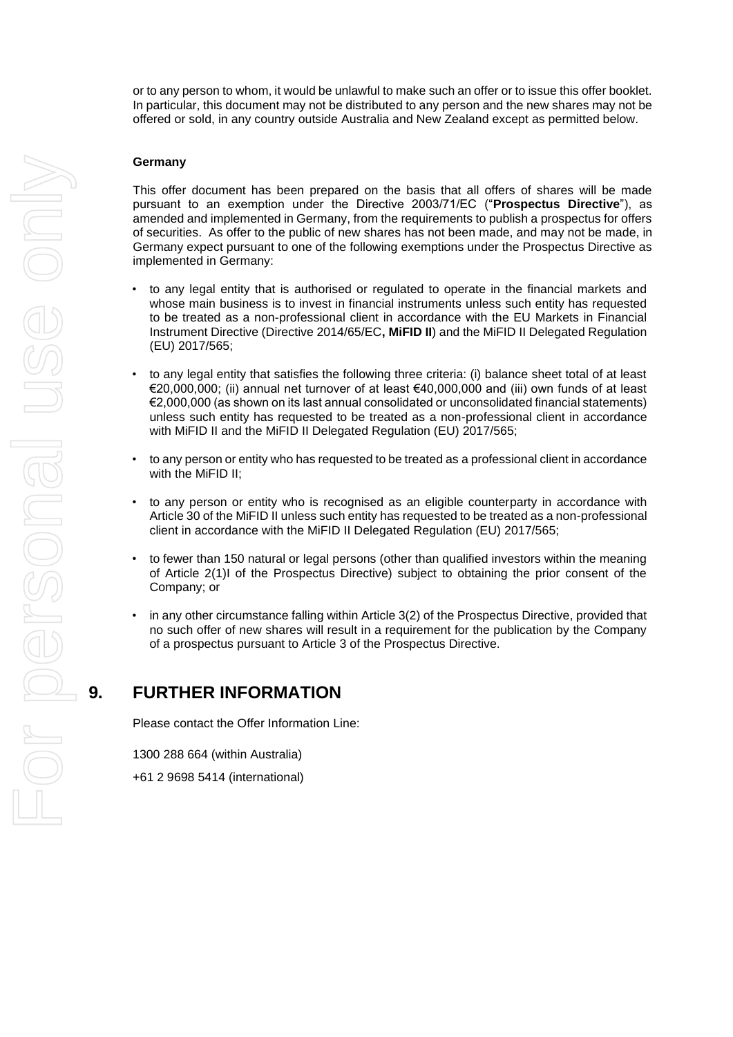or to any person to whom, it would be unlawful to make such an offer or to issue this offer booklet. In particular, this document may not be distributed to any person and the new shares may not be offered or sold, in any country outside Australia and New Zealand except as permitted below.

**Germany**

This offer document has been prepared on the basis that all offers of shares will be made pursuant to an exemption under the Directive 2003/71/EC ("**Prospectus Directive**"), as amended and implemented in Germany, from the requirements to publish a prospectus for offers of securities. As offer to the public of new shares has not been made, and may not be made, in Germany expect pursuant to one of the following exemptions under the Prospectus Directive as implemented in Germany:

- to any legal entity that is authorised or regulated to operate in the financial markets and whose main business is to invest in financial instruments unless such entity has requested to be treated as a non-professional client in accordance with the EU Markets in Financial Instrument Directive (Directive 2014/65/EC**, MiFID II**) and the MiFID II Delegated Regulation (EU) 2017/565;
- to any legal entity that satisfies the following three criteria: (i) balance sheet total of at least €20,000,000; (ii) annual net turnover of at least €40,000,000 and (iii) own funds of at least €2,000,000 (as shown on its last annual consolidated or unconsolidated financial statements) unless such entity has requested to be treated as a non-professional client in accordance with MiFID II and the MiFID II Delegated Regulation (EU) 2017/565;
- to any person or entity who has requested to be treated as a professional client in accordance with the MiFID II;
- to any person or entity who is recognised as an eligible counterparty in accordance with Article 30 of the MiFID II unless such entity has requested to be treated as a non-professional client in accordance with the MiFID II Delegated Regulation (EU) 2017/565;
- to fewer than 150 natural or legal persons (other than qualified investors within the meaning of Article 2(1)I of the Prospectus Directive) subject to obtaining the prior consent of the Company; or
- in any other circumstance falling within Article 3(2) of the Prospectus Directive, provided that no such offer of new shares will result in a requirement for the publication by the Company of a prospectus pursuant to Article 3 of the Prospectus Directive.

# 9. FURTHER INFORMATION

Please contact the Offer Information Line:

1300 288 664 (within Australia)

+61 2 9698 5414 (international)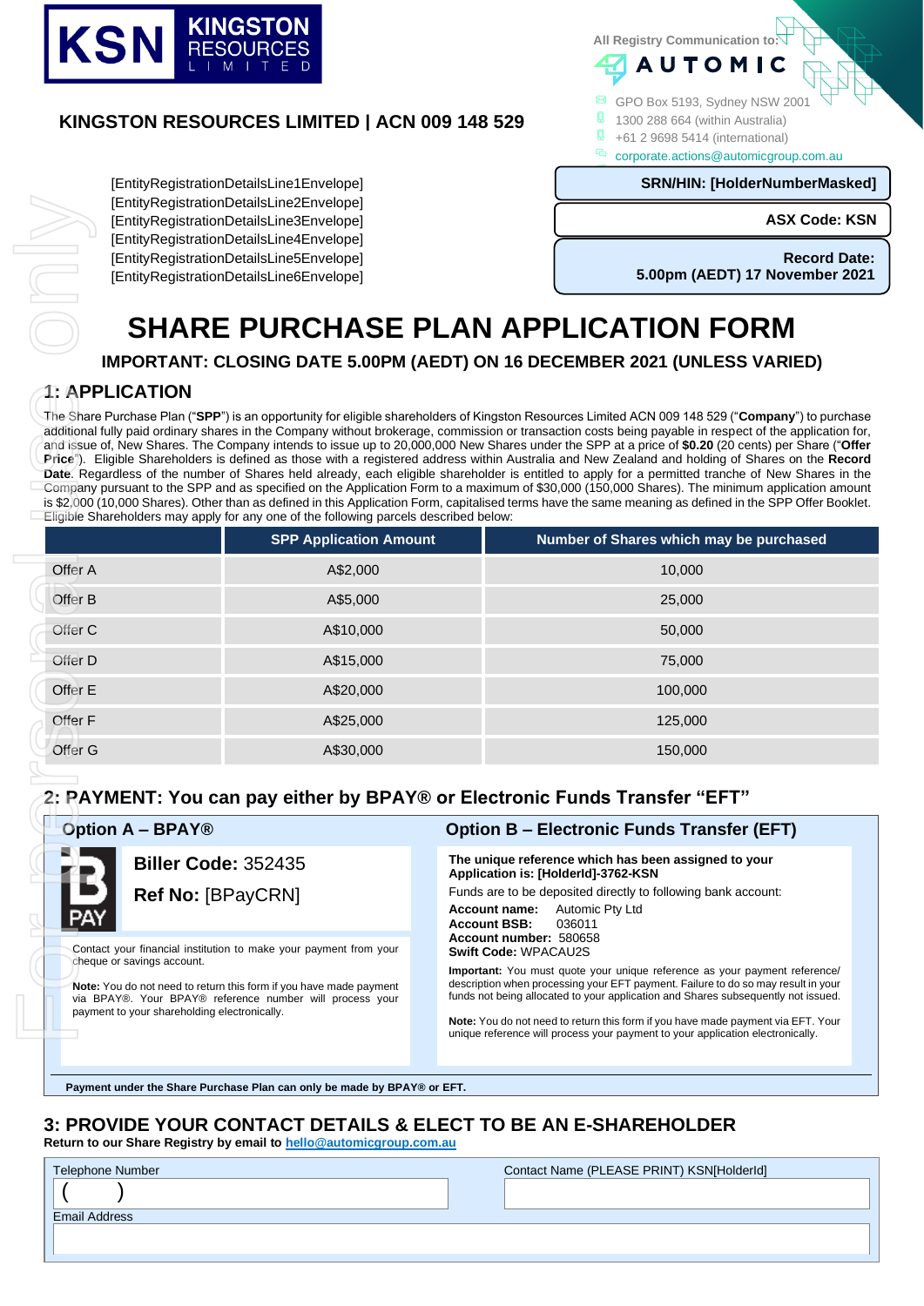**KSN KINGSTON RESOURCES LIMITED**

## KINGSTON RESOURCES LIMITED | ACN 009 148 529

All Registry Communication to:

**AUTOMIC**

GPO Box 5193, Sydney NSW 2001
1300 288 664 (within Australia)
+61 2 9698 5414 (international)
corporate.actions@automicgroup.com.au

[EntityRegistrationDetailsLine1Envelope]
[EntityRegistrationDetailsLine2Envelope]
[EntityRegistrationDetailsLine3Envelope]
[EntityRegistrationDetailsLine4Envelope]
[EntityRegistrationDetailsLine5Envelope]
[EntityRegistrationDetailsLine6Envelope]

**SRN/HIN: [HolderNumberMasked]**

**ASX Code: KSN**

**Record Date: 5.00pm (AEDT) 17 November 2021**

# SHARE PURCHASE PLAN APPLICATION FORM

### IMPORTANT: CLOSING DATE 5.00PM (AEDT) ON 16 DECEMBER 2021 (UNLESS VARIED)

## 1: APPLICATION

The Share Purchase Plan ("**SPP**") is an opportunity for eligible shareholders of Kingston Resources Limited ACN 009 148 529 ("**Company**") to purchase additional fully paid ordinary shares in the Company without brokerage, commission or transaction costs being payable in respect of the application for, and issue of, New Shares. The Company intends to issue up to 20,000,000 New Shares under the SPP at a price of **$0.20** (20 cents) per Share ("**Offer Price**"). Eligible Shareholders is defined as those with a registered address within Australia and New Zealand and holding of Shares on the **Record Date**. Regardless of the number of Shares held already, each eligible shareholder is entitled to apply for a permitted tranche of New Shares in the Company pursuant to the SPP and as specified on the Application Form to a maximum of $30,000 (150,000 Shares). The minimum application amount is $2,000 (10,000 Shares). Other than as defined in this Application Form, capitalised terms have the same meaning as defined in the SPP Offer Booklet. Eligible Shareholders may apply for any one of the following parcels described below:

| | SPP Application Amount | Number of Shares which may be purchased |
|---|---|---|
| Offer A | A$2,000 | 10,000 |
| Offer B | A$5,000 | 25,000 |
| Offer C | A$10,000 | 50,000 |
| Offer D | A$15,000 | 75,000 |
| Offer E | A$20,000 | 100,000 |
| Offer F | A$25,000 | 125,000 |
| Offer G | A$30,000 | 150,000 |

## 2: PAYMENT: You can pay either by BPAY® or Electronic Funds Transfer "EFT"

### Option A – BPAY®

**Biller Code:** 352435

**Ref No:** [BPayCRN]

Contact your financial institution to make your payment from your cheque or savings account.

**Note:** You do not need to return this form if you have made payment via BPAY®. Your BPAY® reference number will process your payment to your shareholding electronically.

### Option B – Electronic Funds Transfer (EFT)

**The unique reference which has been assigned to your Application is: [HolderId]-3762-KSN**

Funds are to be deposited directly to following bank account:

**Account name:** Automic Pty Ltd
**Account BSB:** 036011
**Account number:** 580658
**Swift Code:** WPACAU2S

**Important:** You must quote your unique reference as your payment reference/ description when processing your EFT payment. Failure to do so may result in your funds not being allocated to your application and Shares subsequently not issued.

**Note:** You do not need to return this form if you have made payment via EFT. Your unique reference will process your payment to your application electronically.

**Payment under the Share Purchase Plan can only be made by BPAY® or EFT.**

## 3: PROVIDE YOUR CONTACT DETAILS & ELECT TO BE AN E-SHAREHOLDER

**Return to our Share Registry by email to hello@automicgroup.com.au**

Telephone Number ( )

Contact Name (PLEASE PRINT) KSN[HolderId]

Email Address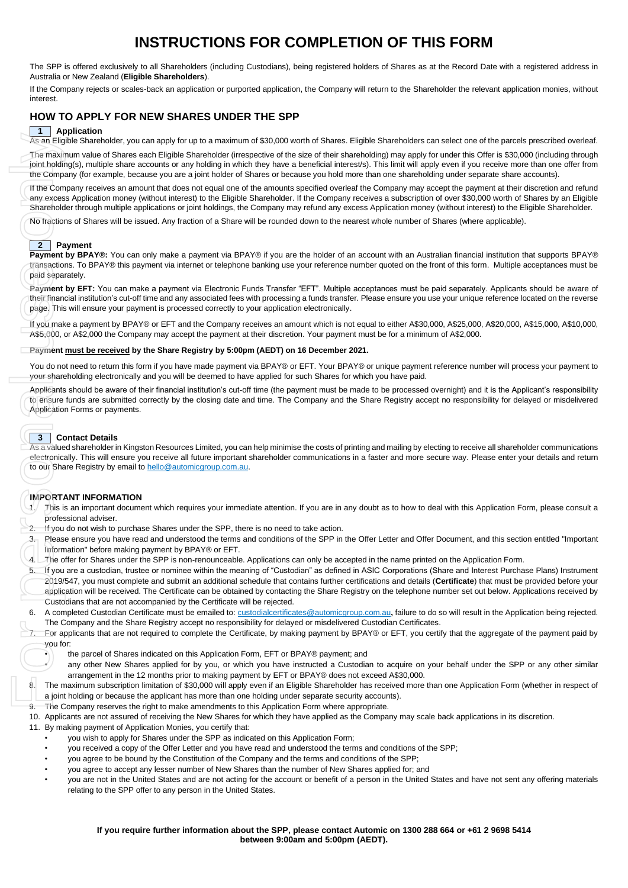# INSTRUCTIONS FOR COMPLETION OF THIS FORM

The SPP is offered exclusively to all Shareholders (including Custodians), being registered holders of Shares as at the Record Date with a registered address in Australia or New Zealand (**Eligible Shareholders**).

If the Company rejects or scales-back an application or purported application, the Company will return to the Shareholder the relevant application monies, without interest.

## HOW TO APPLY FOR NEW SHARES UNDER THE SPP

### 1 Application

As an Eligible Shareholder, you can apply for up to a maximum of $30,000 worth of Shares. Eligible Shareholders can select one of the parcels prescribed overleaf.

The maximum value of Shares each Eligible Shareholder (irrespective of the size of their shareholding) may apply for under this Offer is $30,000 (including through joint holding(s), multiple share accounts or any holding in which they have a beneficial interest/s). This limit will apply even if you receive more than one offer from the Company (for example, because you are a joint holder of Shares or because you hold more than one shareholding under separate share accounts).

If the Company receives an amount that does not equal one of the amounts specified overleaf the Company may accept the payment at their discretion and refund any excess Application money (without interest) to the Eligible Shareholder. If the Company receives a subscription of over $30,000 worth of Shares by an Eligible Shareholder through multiple applications or joint holdings, the Company may refund any excess Application money (without interest) to the Eligible Shareholder.

No fractions of Shares will be issued. Any fraction of a Share will be rounded down to the nearest whole number of Shares (where applicable).

### 2 Payment

**Payment by BPAY®:** You can only make a payment via BPAY® if you are the holder of an account with an Australian financial institution that supports BPAY® transactions. To BPAY® this payment via internet or telephone banking use your reference number quoted on the front of this form. Multiple acceptances must be paid separately.

**Payment by EFT:** You can make a payment via Electronic Funds Transfer "EFT". Multiple acceptances must be paid separately. Applicants should be aware of their financial institution's cut-off time and any associated fees with processing a funds transfer. Please ensure you use your unique reference located on the reverse page. This will ensure your payment is processed correctly to your application electronically.

If you make a payment by BPAY® or EFT and the Company receives an amount which is not equal to either A$30,000, A$25,000, A$20,000, A$15,000, A$10,000, A$5,000, or A$2,000 the Company may accept the payment at their discretion. Your payment must be for a minimum of A$2,000.

**Payment must be received by the Share Registry by 5:00pm (AEDT) on 16 December 2021.**

You do not need to return this form if you have made payment via BPAY® or EFT. Your BPAY® or unique payment reference number will process your payment to your shareholding electronically and you will be deemed to have applied for such Shares for which you have paid.

Applicants should be aware of their financial institution's cut-off time (the payment must be made to be processed overnight) and it is the Applicant's responsibility to ensure funds are submitted correctly by the closing date and time. The Company and the Share Registry accept no responsibility for delayed or misdelivered Application Forms or payments.

### 3 Contact Details

As a valued shareholder in Kingston Resources Limited, you can help minimise the costs of printing and mailing by electing to receive all shareholder communications electronically. This will ensure you receive all future important shareholder communications in a faster and more secure way. Please enter your details and return to our Share Registry by email to hello@automicgroup.com.au.

## IMPORTANT INFORMATION

1. This is an important document which requires your immediate attention. If you are in any doubt as to how to deal with this Application Form, please consult a professional adviser.
2. If you do not wish to purchase Shares under the SPP, there is no need to take action.
3. Please ensure you have read and understood the terms and conditions of the SPP in the Offer Letter and Offer Document, and this section entitled "Important Information" before making payment by BPAY® or EFT.
4. The offer for Shares under the SPP is non-renounceable. Applications can only be accepted in the name printed on the Application Form.
5. If you are a custodian, trustee or nominee within the meaning of "Custodian" as defined in ASIC Corporations (Share and Interest Purchase Plans) Instrument 2019/547, you must complete and submit an additional schedule that contains further certifications and details (**Certificate**) that must be provided before your application will be received. The Certificate can be obtained by contacting the Share Registry on the telephone number set out below. Applications received by Custodians that are not accompanied by the Certificate will be rejected.
6. A completed Custodian Certificate must be emailed to: custodialcertificates@automicgroup.com.au**,** failure to do so will result in the Application being rejected. The Company and the Share Registry accept no responsibility for delayed or misdelivered Custodian Certificates.
7. For applicants that are not required to complete the Certificate, by making payment by BPAY® or EFT, you certify that the aggregate of the payment paid by you for:
   - the parcel of Shares indicated on this Application Form, EFT or BPAY® payment; and
   - any other New Shares applied for by you, or which you have instructed a Custodian to acquire on your behalf under the SPP or any other similar arrangement in the 12 months prior to making payment by EFT or BPAY® does not exceed A$30,000.
8. The maximum subscription limitation of $30,000 will apply even if an Eligible Shareholder has received more than one Application Form (whether in respect of a joint holding or because the applicant has more than one holding under separate security accounts).
9. The Company reserves the right to make amendments to this Application Form where appropriate.
10. Applicants are not assured of receiving the New Shares for which they have applied as the Company may scale back applications in its discretion.
11. By making payment of Application Monies, you certify that:
    - you wish to apply for Shares under the SPP as indicated on this Application Form;
    - you received a copy of the Offer Letter and you have read and understood the terms and conditions of the SPP;
    - you agree to be bound by the Constitution of the Company and the terms and conditions of the SPP;
    - you agree to accept any lesser number of New Shares than the number of New Shares applied for; and
    - you are not in the United States and are not acting for the account or benefit of a person in the United States and have not sent any offering materials relating to the SPP offer to any person in the United States.

**If you require further information about the SPP, please contact Automic on 1300 288 664 or +61 2 9698 5414 between 9:00am and 5:00pm (AEDT).**